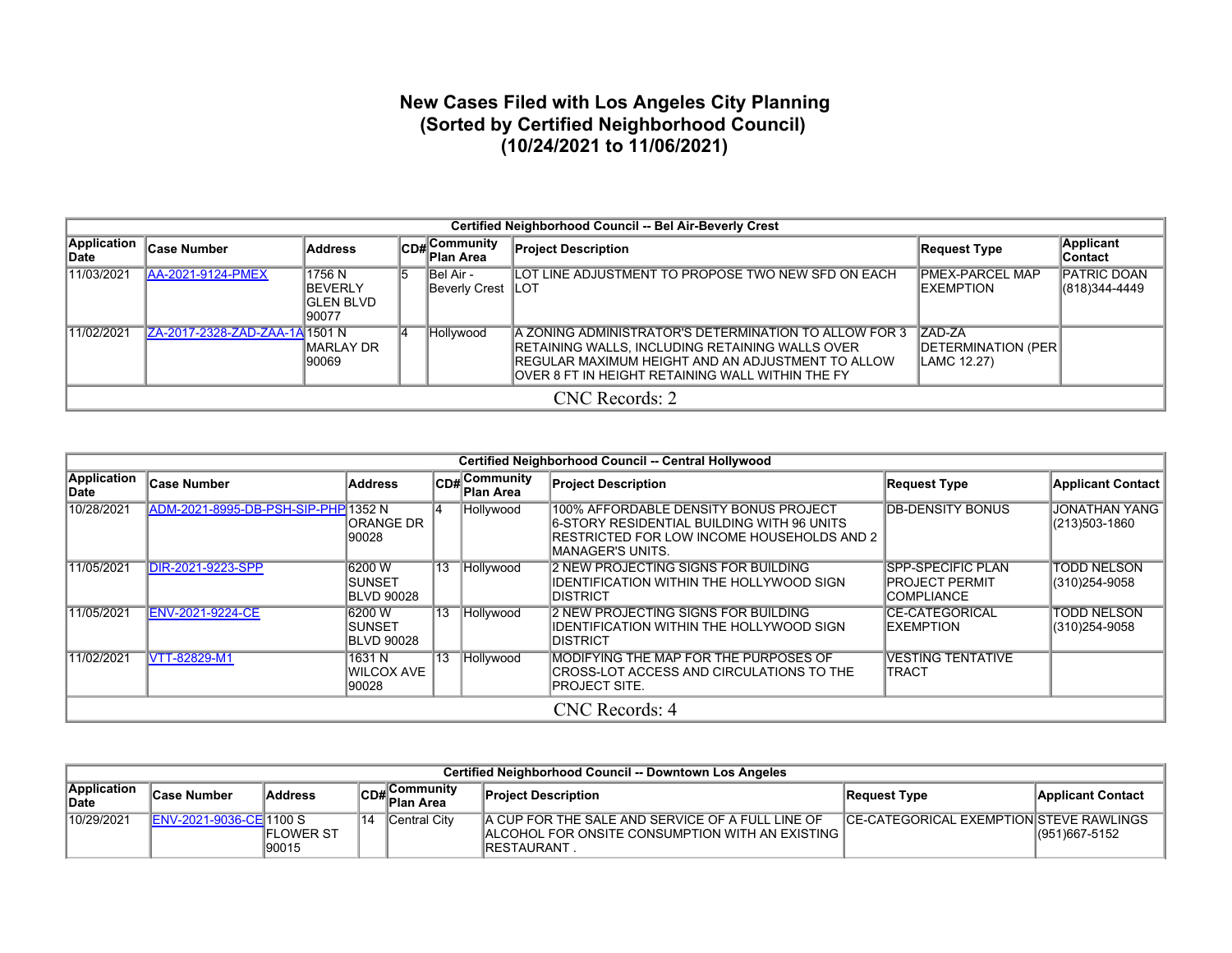# New Cases Filed with Los Angeles City Planning
## (Sorted by Certified Neighborhood Council)
## (10/24/2021 to 11/06/2021)

| Certified Neighborhood Council -- Bel Air-Beverly Crest | | | | | | | |
|---|---|---|---|---|---|---|---|
| **Application Date** | **Case Number** | **Address** | **CD#** | **Community Plan Area** | **Project Description** | **Request Type** | **Applicant Contact** |
| 11/03/2021 | AA-2021-9124-PMEX | 1756 N BEVERLY GLEN BLVD 90077 | 5 | Bel Air - Beverly Crest | LOT LINE ADJUSTMENT TO PROPOSE TWO NEW SFD ON EACH LOT | PMEX-PARCEL MAP EXEMPTION | PATRIC DOAN (818)344-4449 |
| 11/02/2021 | ZA-2017-2328-ZAD-ZAA-1A | 1501 N MARLAY DR 90069 | 4 | Hollywood | A ZONING ADMINISTRATOR'S DETERMINATION TO ALLOW FOR 3 RETAINING WALLS, INCLUDING RETAINING WALLS OVER REGULAR MAXIMUM HEIGHT AND AN ADJUSTMENT TO ALLOW OVER 8 FT IN HEIGHT RETAINING WALL WITHIN THE FY | ZAD-ZA DETERMINATION (PER LAMC 12.27) | |
| CNC Records: 2 | | | | | | | |

| Certified Neighborhood Council -- Central Hollywood | | | | | | | |
|---|---|---|---|---|---|---|---|
| **Application Date** | **Case Number** | **Address** | **CD#** | **Community Plan Area** | **Project Description** | **Request Type** | **Applicant Contact** |
| 10/28/2021 | ADM-2021-8995-DB-PSH-SIP-PHP | 1352 N ORANGE DR 90028 | 4 | Hollywood | 100% AFFORDABLE DENSITY BONUS PROJECT 6-STORY RESIDENTIAL BUILDING WITH 96 UNITS RESTRICTED FOR LOW INCOME HOUSEHOLDS AND 2 MANAGER'S UNITS. | DB-DENSITY BONUS | JONATHAN YANG (213)503-1860 |
| 11/05/2021 | DIR-2021-9223-SPP | 6200 W SUNSET BLVD 90028 | 13 | Hollywood | 2 NEW PROJECTING SIGNS FOR BUILDING IDENTIFICATION WITHIN THE HOLLYWOOD SIGN DISTRICT | SPP-SPECIFIC PLAN PROJECT PERMIT COMPLIANCE | TODD NELSON (310)254-9058 |
| 11/05/2021 | ENV-2021-9224-CE | 6200 W SUNSET BLVD 90028 | 13 | Hollywood | 2 NEW PROJECTING SIGNS FOR BUILDING IDENTIFICATION WITHIN THE HOLLYWOOD SIGN DISTRICT | CE-CATEGORICAL EXEMPTION | TODD NELSON (310)254-9058 |
| 11/02/2021 | VTT-82829-M1 | 1631 N WILCOX AVE 90028 | 13 | Hollywood | MODIFYING THE MAP FOR THE PURPOSES OF CROSS-LOT ACCESS AND CIRCULATIONS TO THE PROJECT SITE. | VESTING TENTATIVE TRACT | |
| CNC Records: 4 | | | | | | | |

| Certified Neighborhood Council -- Downtown Los Angeles | | | | | | | |
|---|---|---|---|---|---|---|---|
| **Application Date** | **Case Number** | **Address** | **CD#** | **Community Plan Area** | **Project Description** | **Request Type** | **Applicant Contact** |
| 10/29/2021 | ENV-2021-9036-CE | 1100 S FLOWER ST 90015 | 14 | Central City | A CUP FOR THE SALE AND SERVICE OF A FULL LINE OF ALCOHOL FOR ONSITE CONSUMPTION WITH AN EXISTING RESTAURANT . | CE-CATEGORICAL EXEMPTION | STEVE RAWLINGS (951)667-5152 |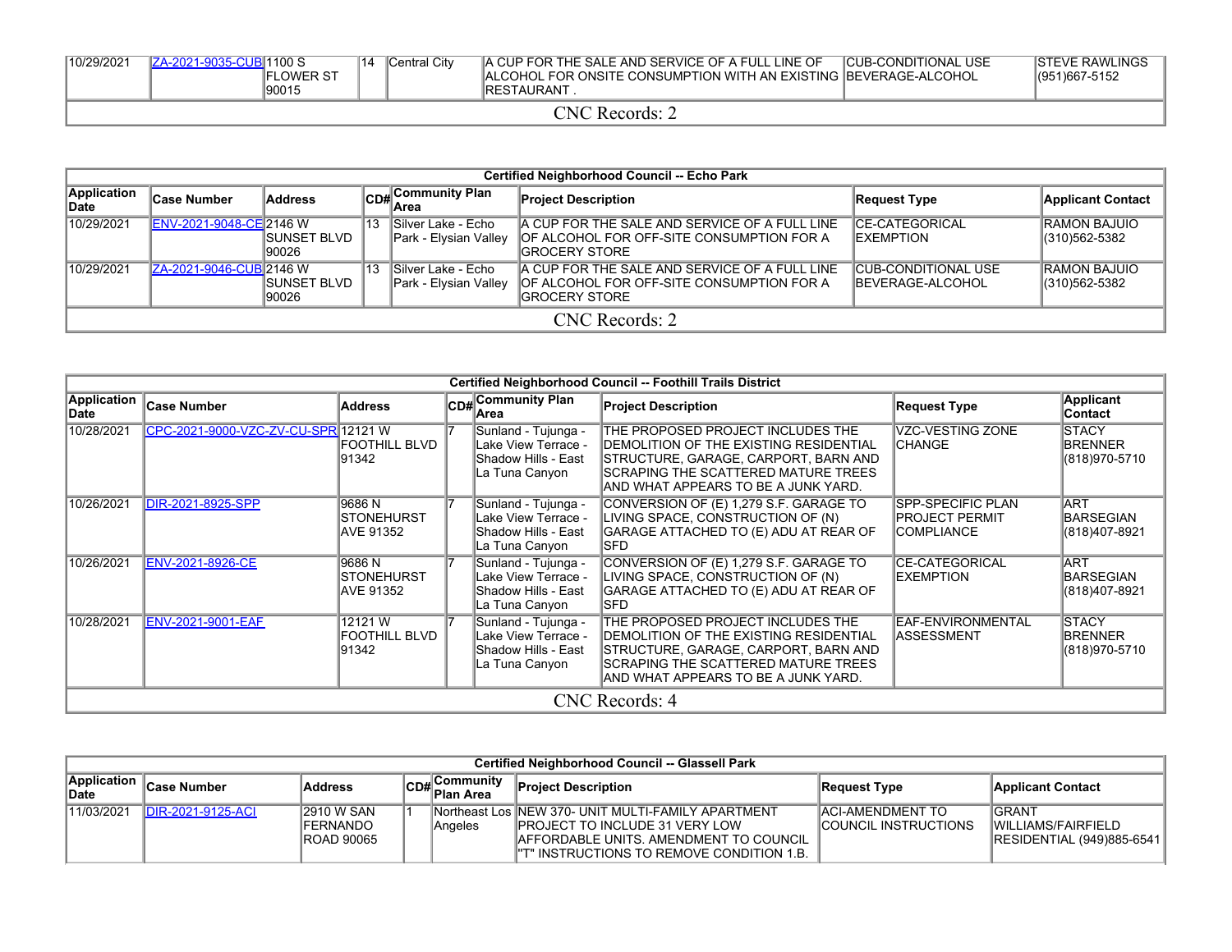| Application Date | Case Number | Address | CD# | Community Plan Area | Project Description | Request Type | Applicant Contact |
|---|---|---|---|---|---|---|---|
| 10/29/2021 | ZA-2021-9035-CUB | 1100 S FLOWER ST 90015 | 14 | Central City | A CUP FOR THE SALE AND SERVICE OF A FULL LINE OF ALCOHOL FOR ONSITE CONSUMPTION WITH AN EXISTING RESTAURANT . | CUB-CONDITIONAL USE BEVERAGE-ALCOHOL | STEVE RAWLINGS (951)667-5152 |
| CNC Records: 2 | | | | | | | |

| Certified Neighborhood Council -- Echo Park | | | | | | | |
|---|---|---|---|---|---|---|---|
| **Application Date** | **Case Number** | **Address** | **CD#** | **Community Plan Area** | **Project Description** | **Request Type** | **Applicant Contact** |
| 10/29/2021 | ENV-2021-9048-CE | 2146 W SUNSET BLVD 90026 | 13 | Silver Lake - Echo Park - Elysian Valley | A CUP FOR THE SALE AND SERVICE OF A FULL LINE OF ALCOHOL FOR OFF-SITE CONSUMPTION FOR A GROCERY STORE | CE-CATEGORICAL EXEMPTION | RAMON BAJUIO (310)562-5382 |
| 10/29/2021 | ZA-2021-9046-CUB | 2146 W SUNSET BLVD 90026 | 13 | Silver Lake - Echo Park - Elysian Valley | A CUP FOR THE SALE AND SERVICE OF A FULL LINE OF ALCOHOL FOR OFF-SITE CONSUMPTION FOR A GROCERY STORE | CUB-CONDITIONAL USE BEVERAGE-ALCOHOL | RAMON BAJUIO (310)562-5382 |
| CNC Records: 2 | | | | | | | |

| Certified Neighborhood Council -- Foothill Trails District | | | | | | | |
|---|---|---|---|---|---|---|---|
| **Application Date** | **Case Number** | **Address** | **CD#** | **Community Plan Area** | **Project Description** | **Request Type** | **Applicant Contact** |
| 10/28/2021 | CPC-2021-9000-VZC-ZV-CU-SPR | 12121 W FOOTHILL BLVD 91342 | 7 | Sunland - Tujunga - Lake View Terrace - Shadow Hills - East La Tuna Canyon | THE PROPOSED PROJECT INCLUDES THE DEMOLITION OF THE EXISTING RESIDENTIAL STRUCTURE, GARAGE, CARPORT, BARN AND SCRAPING THE SCATTERED MATURE TREES AND WHAT APPEARS TO BE A JUNK YARD. | VZC-VESTING ZONE CHANGE | STACY BRENNER (818)970-5710 |
| 10/26/2021 | DIR-2021-8925-SPP | 9686 N STONEHURST AVE 91352 | 7 | Sunland - Tujunga - Lake View Terrace - Shadow Hills - East La Tuna Canyon | CONVERSION OF (E) 1,279 S.F. GARAGE TO LIVING SPACE, CONSTRUCTION OF (N) GARAGE ATTACHED TO (E) ADU AT REAR OF SFD | SPP-SPECIFIC PLAN PROJECT PERMIT COMPLIANCE | ART BARSEGIAN (818)407-8921 |
| 10/26/2021 | ENV-2021-8926-CE | 9686 N STONEHURST AVE 91352 | 7 | Sunland - Tujunga - Lake View Terrace - Shadow Hills - East La Tuna Canyon | CONVERSION OF (E) 1,279 S.F. GARAGE TO LIVING SPACE, CONSTRUCTION OF (N) GARAGE ATTACHED TO (E) ADU AT REAR OF SFD | CE-CATEGORICAL EXEMPTION | ART BARSEGIAN (818)407-8921 |
| 10/28/2021 | ENV-2021-9001-EAF | 12121 W FOOTHILL BLVD 91342 | 7 | Sunland - Tujunga - Lake View Terrace - Shadow Hills - East La Tuna Canyon | THE PROPOSED PROJECT INCLUDES THE DEMOLITION OF THE EXISTING RESIDENTIAL STRUCTURE, GARAGE, CARPORT, BARN AND SCRAPING THE SCATTERED MATURE TREES AND WHAT APPEARS TO BE A JUNK YARD. | EAF-ENVIRONMENTAL ASSESSMENT | STACY BRENNER (818)970-5710 |
| CNC Records: 4 | | | | | | | |

| Certified Neighborhood Council -- Glassell Park | | | | | | | |
|---|---|---|---|---|---|---|---|
| **Application Date** | **Case Number** | **Address** | **CD#** | **Community Plan Area** | **Project Description** | **Request Type** | **Applicant Contact** |
| 11/03/2021 | DIR-2021-9125-ACI | 2910 W SAN FERNANDO ROAD 90065 | 1 | Northeast Los Angeles | NEW 370- UNIT MULTI-FAMILY APARTMENT PROJECT TO INCLUDE 31 VERY LOW AFFORDABLE UNITS. AMENDMENT TO COUNCIL "T" INSTRUCTIONS TO REMOVE CONDITION 1.B. | ACI-AMENDMENT TO COUNCIL INSTRUCTIONS | GRANT WILLIAMS/FAIRFIELD RESIDENTIAL (949)885-6541 |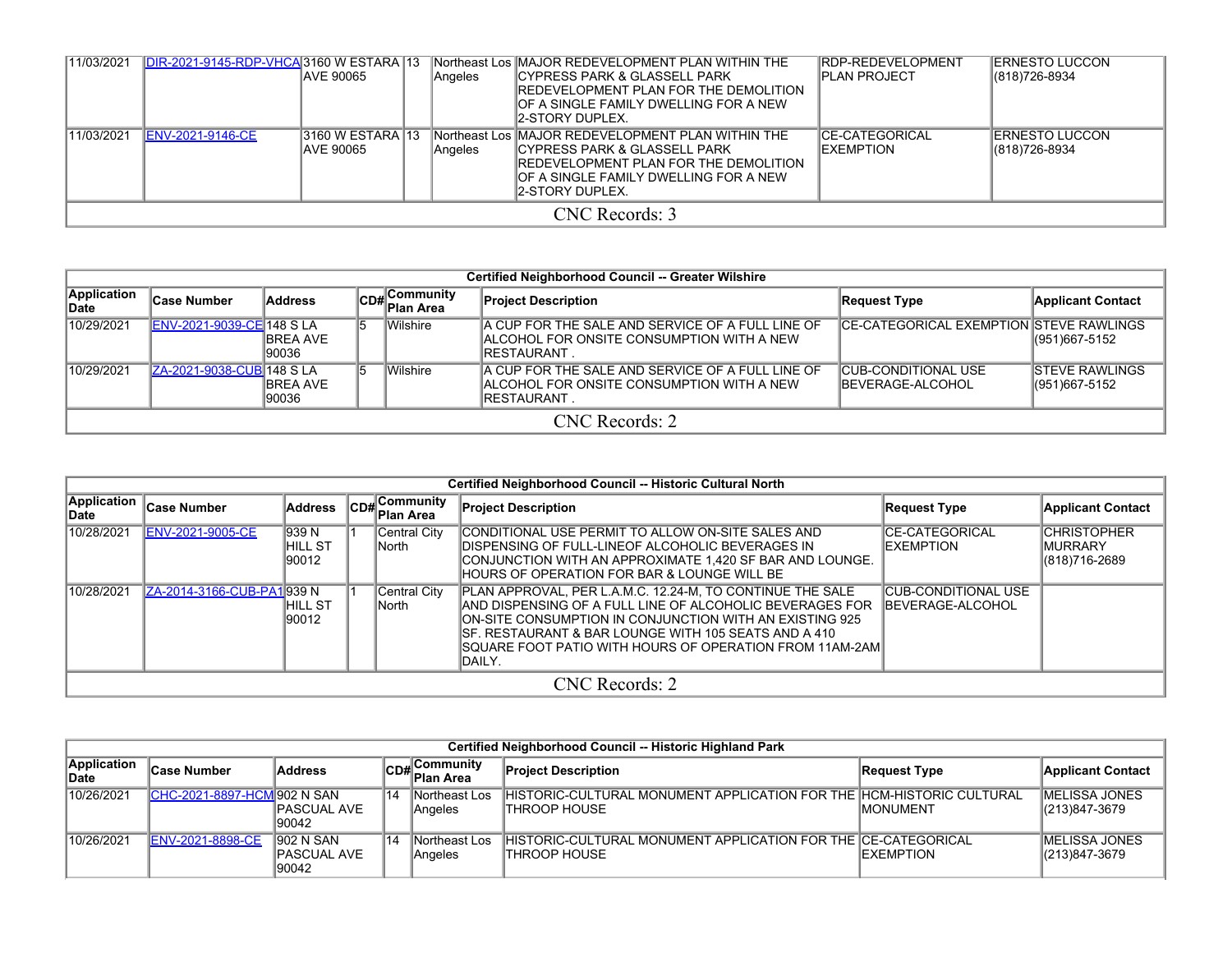| 11/03/2021 | DIR-2021-9145-RDP-VHCA | 3160 W ESTARA AVE 90065 | 13 | Northeast Los Angeles | MAJOR REDEVELOPMENT PLAN WITHIN THE CYPRESS PARK & GLASSELL PARK REDEVELOPMENT PLAN FOR THE DEMOLITION OF A SINGLE FAMILY DWELLING FOR A NEW 2-STORY DUPLEX. | RDP-REDEVELOPMENT PLAN PROJECT | ERNESTO LUCCON (818)726-8934 |
|---|---|---|---|---|---|---|---|
| 11/03/2021 | ENV-2021-9146-CE | 3160 W ESTARA AVE 90065 | 13 | Northeast Los Angeles | MAJOR REDEVELOPMENT PLAN WITHIN THE CYPRESS PARK & GLASSELL PARK REDEVELOPMENT PLAN FOR THE DEMOLITION OF A SINGLE FAMILY DWELLING FOR A NEW 2-STORY DUPLEX. | CE-CATEGORICAL EXEMPTION | ERNESTO LUCCON (818)726-8934 |
| CNC Records: 3 | | | | | | | |

| Certified Neighborhood Council -- Greater Wilshire | | | | | | | |
|---|---|---|---|---|---|---|---|
| **Application Date** | **Case Number** | **Address** | **CD#** | **Community Plan Area** | **Project Description** | **Request Type** | **Applicant Contact** |
| 10/29/2021 | ENV-2021-9039-CE | 148 S LA BREA AVE 90036 | 5 | Wilshire | A CUP FOR THE SALE AND SERVICE OF A FULL LINE OF ALCOHOL FOR ONSITE CONSUMPTION WITH A NEW RESTAURANT . | CE-CATEGORICAL EXEMPTION | STEVE RAWLINGS (951)667-5152 |
| 10/29/2021 | ZA-2021-9038-CUB | 148 S LA BREA AVE 90036 | 5 | Wilshire | A CUP FOR THE SALE AND SERVICE OF A FULL LINE OF ALCOHOL FOR ONSITE CONSUMPTION WITH A NEW RESTAURANT . | CUB-CONDITIONAL USE BEVERAGE-ALCOHOL | STEVE RAWLINGS (951)667-5152 |
| CNC Records: 2 | | | | | | | |

| Certified Neighborhood Council -- Historic Cultural North | | | | | | | |
|---|---|---|---|---|---|---|---|
| **Application Date** | **Case Number** | **Address** | **CD#** | **Community Plan Area** | **Project Description** | **Request Type** | **Applicant Contact** |
| 10/28/2021 | ENV-2021-9005-CE | 939 N HILL ST 90012 | 1 | Central City North | CONDITIONAL USE PERMIT TO ALLOW ON-SITE SALES AND DISPENSING OF FULL-LINEOF ALCOHOLIC BEVERAGES IN CONJUNCTION WITH AN APPROXIMATE 1,420 SF BAR AND LOUNGE. HOURS OF OPERATION FOR BAR & LOUNGE WILL BE | CE-CATEGORICAL EXEMPTION | CHRISTOPHER MURRARY (818)716-2689 |
| 10/28/2021 | ZA-2014-3166-CUB-PA1 | 939 N HILL ST 90012 | 1 | Central City North | PLAN APPROVAL, PER L.A.M.C. 12.24-M, TO CONTINUE THE SALE AND DISPENSING OF A FULL LINE OF ALCOHOLIC BEVERAGES FOR ON-SITE CONSUMPTION IN CONJUNCTION WITH AN EXISTING 925 SF. RESTAURANT & BAR LOUNGE WITH 105 SEATS AND A 410 SQUARE FOOT PATIO WITH HOURS OF OPERATION FROM 11AM-2AM DAILY. | CUB-CONDITIONAL USE BEVERAGE-ALCOHOL | |
| CNC Records: 2 | | | | | | | |

| Certified Neighborhood Council -- Historic Highland Park | | | | | | | |
|---|---|---|---|---|---|---|---|
| **Application Date** | **Case Number** | **Address** | **CD#** | **Community Plan Area** | **Project Description** | **Request Type** | **Applicant Contact** |
| 10/26/2021 | CHC-2021-8897-HCM | 902 N SAN PASCUAL AVE 90042 | 14 | Northeast Los Angeles | HISTORIC-CULTURAL MONUMENT APPLICATION FOR THE THROOP HOUSE | HCM-HISTORIC CULTURAL MONUMENT | MELISSA JONES (213)847-3679 |
| 10/26/2021 | ENV-2021-8898-CE | 902 N SAN PASCUAL AVE 90042 | 14 | Northeast Los Angeles | HISTORIC-CULTURAL MONUMENT APPLICATION FOR THE THROOP HOUSE | CE-CATEGORICAL EXEMPTION | MELISSA JONES (213)847-3679 |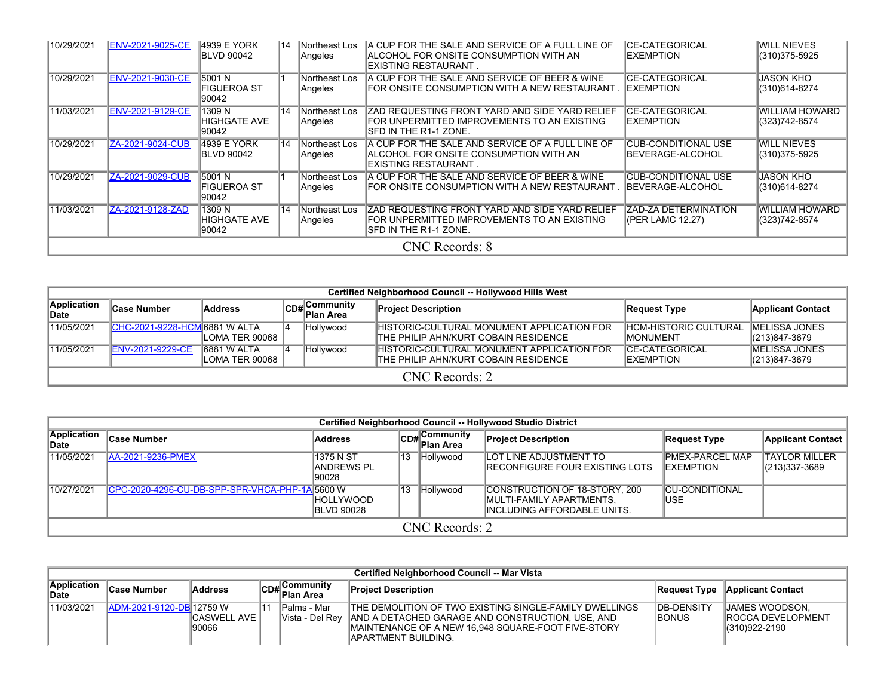| | | | | | | | |
|---|---|---|---|---|---|---|---|
| 10/29/2021 | ENV-2021-9025-CE | 4939 E YORK BLVD 90042 | 14 | Northeast Los Angeles | A CUP FOR THE SALE AND SERVICE OF A FULL LINE OF ALCOHOL FOR ONSITE CONSUMPTION WITH AN EXISTING RESTAURANT . | CE-CATEGORICAL EXEMPTION | WILL NIEVES (310)375-5925 |
| 10/29/2021 | ENV-2021-9030-CE | 5001 N FIGUEROA ST 90042 | 1 | Northeast Los Angeles | A CUP FOR THE SALE AND SERVICE OF BEER & WINE FOR ONSITE CONSUMPTION WITH A NEW RESTAURANT . | CE-CATEGORICAL EXEMPTION | JASON KHO (310)614-8274 |
| 11/03/2021 | ENV-2021-9129-CE | 1309 N HIGHGATE AVE 90042 | 14 | Northeast Los Angeles | ZAD REQUESTING FRONT YARD AND SIDE YARD RELIEF FOR UNPERMITTED IMPROVEMENTS TO AN EXISTING SFD IN THE R1-1 ZONE. | CE-CATEGORICAL EXEMPTION | WILLIAM HOWARD (323)742-8574 |
| 10/29/2021 | ZA-2021-9024-CUB | 4939 E YORK BLVD 90042 | 14 | Northeast Los Angeles | A CUP FOR THE SALE AND SERVICE OF A FULL LINE OF ALCOHOL FOR ONSITE CONSUMPTION WITH AN EXISTING RESTAURANT . | CUB-CONDITIONAL USE BEVERAGE-ALCOHOL | WILL NIEVES (310)375-5925 |
| 10/29/2021 | ZA-2021-9029-CUB | 5001 N FIGUEROA ST 90042 | 1 | Northeast Los Angeles | A CUP FOR THE SALE AND SERVICE OF BEER & WINE FOR ONSITE CONSUMPTION WITH A NEW RESTAURANT . | CUB-CONDITIONAL USE BEVERAGE-ALCOHOL | JASON KHO (310)614-8274 |
| 11/03/2021 | ZA-2021-9128-ZAD | 1309 N HIGHGATE AVE 90042 | 14 | Northeast Los Angeles | ZAD REQUESTING FRONT YARD AND SIDE YARD RELIEF FOR UNPERMITTED IMPROVEMENTS TO AN EXISTING SFD IN THE R1-1 ZONE. | ZAD-ZA DETERMINATION (PER LAMC 12.27) | WILLIAM HOWARD (323)742-8574 |
| CNC Records: 8 | | | | | | | |

| Certified Neighborhood Council -- Hollywood Hills West | | | | | | | |
|---|---|---|---|---|---|---|---|
| **Application Date** | **Case Number** | **Address** | **CD#** | **Community Plan Area** | **Project Description** | **Request Type** | **Applicant Contact** |
| 11/05/2021 | CHC-2021-9228-HCM | 6881 W ALTA LOMA TER 90068 | 4 | Hollywood | HISTORIC-CULTURAL MONUMENT APPLICATION FOR THE PHILIP AHN/KURT COBAIN RESIDENCE | HCM-HISTORIC CULTURAL MONUMENT | MELISSA JONES (213)847-3679 |
| 11/05/2021 | ENV-2021-9229-CE | 6881 W ALTA LOMA TER 90068 | 4 | Hollywood | HISTORIC-CULTURAL MONUMENT APPLICATION FOR THE PHILIP AHN/KURT COBAIN RESIDENCE | CE-CATEGORICAL EXEMPTION | MELISSA JONES (213)847-3679 |
| CNC Records: 2 | | | | | | | |

| Certified Neighborhood Council -- Hollywood Studio District | | | | | | | |
|---|---|---|---|---|---|---|---|
| **Application Date** | **Case Number** | **Address** | **CD#** | **Community Plan Area** | **Project Description** | **Request Type** | **Applicant Contact** |
| 11/05/2021 | AA-2021-9236-PMEX | 1375 N ST ANDREWS PL 90028 | 13 | Hollywood | LOT LINE ADJUSTMENT TO RECONFIGURE FOUR EXISTING LOTS | PMEX-PARCEL MAP EXEMPTION | TAYLOR MILLER (213)337-3689 |
| 10/27/2021 | CPC-2020-4296-CU-DB-SPP-SPR-VHCA-PHP-1A | 5600 W HOLLYWOOD BLVD 90028 | 13 | Hollywood | CONSTRUCTION OF 18-STORY, 200 MULTI-FAMILY APARTMENTS, INCLUDING AFFORDABLE UNITS. | CU-CONDITIONAL USE | |
| CNC Records: 2 | | | | | | | |

| Certified Neighborhood Council -- Mar Vista | | | | | | | |
|---|---|---|---|---|---|---|---|
| **Application Date** | **Case Number** | **Address** | **CD#** | **Community Plan Area** | **Project Description** | **Request Type** | **Applicant Contact** |
| 11/03/2021 | ADM-2021-9120-DB | 12759 W CASWELL AVE 90066 | 11 | Palms - Mar Vista - Del Rey | THE DEMOLITION OF TWO EXISTING SINGLE-FAMILY DWELLINGS AND A DETACHED GARAGE AND CONSTRUCTION, USE, AND MAINTENANCE OF A NEW 16,948 SQUARE-FOOT FIVE-STORY APARTMENT BUILDING. | DB-DENSITY BONUS | JAMES WOODSON, ROCCA DEVELOPMENT (310)922-2190 |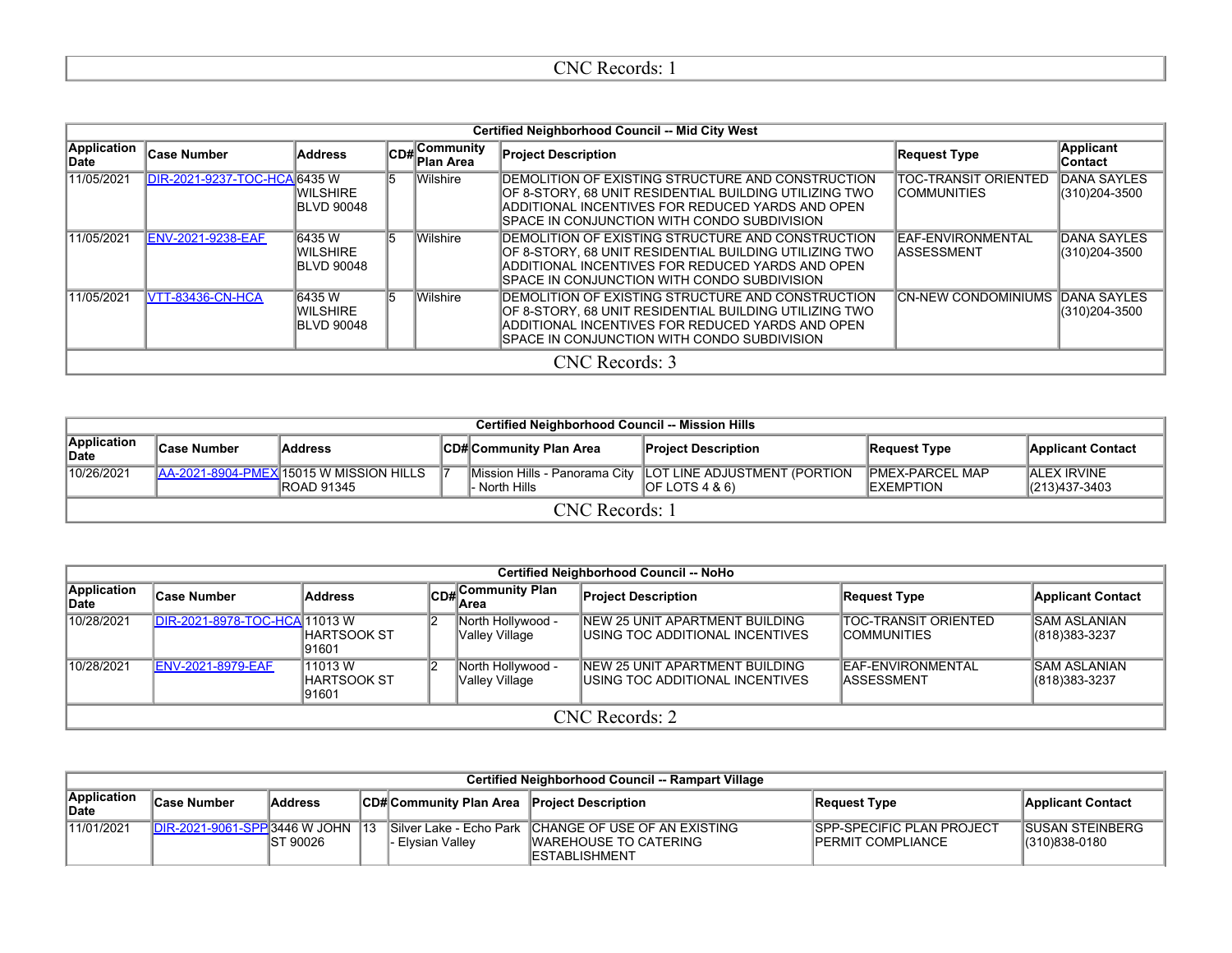CNC Records: 1

| Certified Neighborhood Council -- Mid City West | | | | | | | |
|---|---|---|---|---|---|---|---|
| Application Date | Case Number | Address | CD# | Community Plan Area | Project Description | Request Type | Applicant Contact |
| 11/05/2021 | DIR-2021-9237-TOC-HCA | 6435 W WILSHIRE BLVD 90048 | 5 | Wilshire | DEMOLITION OF EXISTING STRUCTURE AND CONSTRUCTION OF 8-STORY, 68 UNIT RESIDENTIAL BUILDING UTILIZING TWO ADDITIONAL INCENTIVES FOR REDUCED YARDS AND OPEN SPACE IN CONJUNCTION WITH CONDO SUBDIVISION | TOC-TRANSIT ORIENTED COMMUNITIES | DANA SAYLES (310)204-3500 |
| 11/05/2021 | ENV-2021-9238-EAF | 6435 W WILSHIRE BLVD 90048 | 5 | Wilshire | DEMOLITION OF EXISTING STRUCTURE AND CONSTRUCTION OF 8-STORY, 68 UNIT RESIDENTIAL BUILDING UTILIZING TWO ADDITIONAL INCENTIVES FOR REDUCED YARDS AND OPEN SPACE IN CONJUNCTION WITH CONDO SUBDIVISION | EAF-ENVIRONMENTAL ASSESSMENT | DANA SAYLES (310)204-3500 |
| 11/05/2021 | VTT-83436-CN-HCA | 6435 W WILSHIRE BLVD 90048 | 5 | Wilshire | DEMOLITION OF EXISTING STRUCTURE AND CONSTRUCTION OF 8-STORY, 68 UNIT RESIDENTIAL BUILDING UTILIZING TWO ADDITIONAL INCENTIVES FOR REDUCED YARDS AND OPEN SPACE IN CONJUNCTION WITH CONDO SUBDIVISION | CN-NEW CONDOMINIUMS | DANA SAYLES (310)204-3500 |
| CNC Records: 3 | | | | | | | |

| Certified Neighborhood Council -- Mission Hills | | | | | | | |
|---|---|---|---|---|---|---|---|
| Application Date | Case Number | Address | CD# | Community Plan Area | Project Description | Request Type | Applicant Contact |
| 10/26/2021 | AA-2021-8904-PMEX | 15015 W MISSION HILLS ROAD 91345 | 7 | Mission Hills - Panorama City - North Hills | LOT LINE ADJUSTMENT (PORTION OF LOTS 4 & 6) | PMEX-PARCEL MAP EXEMPTION | ALEX IRVINE (213)437-3403 |
| CNC Records: 1 | | | | | | | |

| Certified Neighborhood Council -- NoHo | | | | | | | |
|---|---|---|---|---|---|---|---|
| Application Date | Case Number | Address | CD# | Community Plan Area | Project Description | Request Type | Applicant Contact |
| 10/28/2021 | DIR-2021-8978-TOC-HCA | 11013 W HARTSOOK ST 91601 | 2 | North Hollywood - Valley Village | NEW 25 UNIT APARTMENT BUILDING USING TOC ADDITIONAL INCENTIVES | TOC-TRANSIT ORIENTED COMMUNITIES | SAM ASLANIAN (818)383-3237 |
| 10/28/2021 | ENV-2021-8979-EAF | 11013 W HARTSOOK ST 91601 | 2 | North Hollywood - Valley Village | NEW 25 UNIT APARTMENT BUILDING USING TOC ADDITIONAL INCENTIVES | EAF-ENVIRONMENTAL ASSESSMENT | SAM ASLANIAN (818)383-3237 |
| CNC Records: 2 | | | | | | | |

| Certified Neighborhood Council -- Rampart Village | | | | | | | |
|---|---|---|---|---|---|---|---|
| Application Date | Case Number | Address | CD# | Community Plan Area | Project Description | Request Type | Applicant Contact |
| 11/01/2021 | DIR-2021-9061-SPP | 3446 W JOHN ST 90026 | 13 | Silver Lake - Echo Park - Elysian Valley | CHANGE OF USE OF AN EXISTING WAREHOUSE TO CATERING ESTABLISHMENT | SPP-SPECIFIC PLAN PROJECT PERMIT COMPLIANCE | SUSAN STEINBERG (310)838-0180 |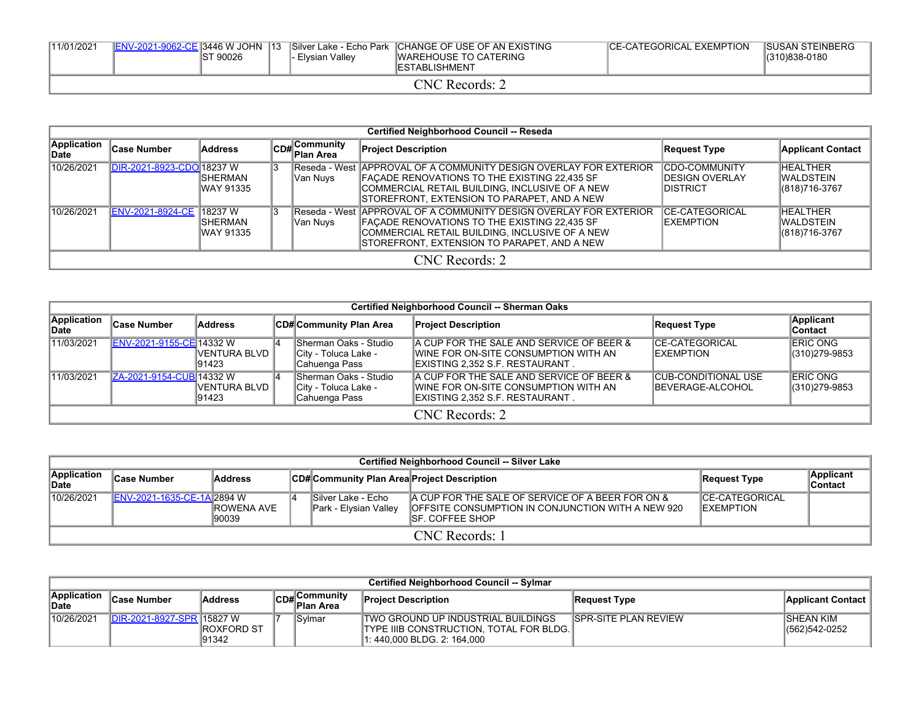| | | | | | | | |
|---|---|---|---|---|---|---|---|
| 11/01/2021 | ENV-2021-9062-CE | 3446 W JOHN ST 90026 | 13 | Silver Lake - Echo Park - Elysian Valley | CHANGE OF USE OF AN EXISTING WAREHOUSE TO CATERING ESTABLISHMENT | CE-CATEGORICAL EXEMPTION | SUSAN STEINBERG (310)838-0180 |
| CNC Records: 2 | | | | | | | |

| Certified Neighborhood Council -- Reseda | | | | | | | |
|---|---|---|---|---|---|---|---|
| **Application Date** | **Case Number** | **Address** | **CD#** | **Community Plan Area** | **Project Description** | **Request Type** | **Applicant Contact** |
| 10/26/2021 | DIR-2021-8923-CDO | 18237 W SHERMAN WAY 91335 | 3 | Reseda - West Van Nuys | APPROVAL OF A COMMUNITY DESIGN OVERLAY FOR EXTERIOR FAÇADE RENOVATIONS TO THE EXISTING 22,435 SF COMMERCIAL RETAIL BUILDING, INCLUSIVE OF A NEW STOREFRONT, EXTENSION TO PARAPET, AND A NEW | CDO-COMMUNITY DESIGN OVERLAY DISTRICT | HEALTHER WALDSTEIN (818)716-3767 |
| 10/26/2021 | ENV-2021-8924-CE | 18237 W SHERMAN WAY 91335 | 3 | Reseda - West Van Nuys | APPROVAL OF A COMMUNITY DESIGN OVERLAY FOR EXTERIOR FAÇADE RENOVATIONS TO THE EXISTING 22,435 SF COMMERCIAL RETAIL BUILDING, INCLUSIVE OF A NEW STOREFRONT, EXTENSION TO PARAPET, AND A NEW | CE-CATEGORICAL EXEMPTION | HEALTHER WALDSTEIN (818)716-3767 |
| CNC Records: 2 | | | | | | | |

| Certified Neighborhood Council -- Sherman Oaks | | | | | | | |
|---|---|---|---|---|---|---|---|
| **Application Date** | **Case Number** | **Address** | **CD#** | **Community Plan Area** | **Project Description** | **Request Type** | **Applicant Contact** |
| 11/03/2021 | ENV-2021-9155-CE | 14332 W VENTURA BLVD 91423 | 4 | Sherman Oaks - Studio City - Toluca Lake - Cahuenga Pass | A CUP FOR THE SALE AND SERVICE OF BEER & WINE FOR ON-SITE CONSUMPTION WITH AN EXISTING 2,352 S.F. RESTAURANT . | CE-CATEGORICAL EXEMPTION | ERIC ONG (310)279-9853 |
| 11/03/2021 | ZA-2021-9154-CUB | 14332 W VENTURA BLVD 91423 | 4 | Sherman Oaks - Studio City - Toluca Lake - Cahuenga Pass | A CUP FOR THE SALE AND SERVICE OF BEER & WINE FOR ON-SITE CONSUMPTION WITH AN EXISTING 2,352 S.F. RESTAURANT . | CUB-CONDITIONAL USE BEVERAGE-ALCOHOL | ERIC ONG (310)279-9853 |
| CNC Records: 2 | | | | | | | |

| Certified Neighborhood Council -- Silver Lake | | | | | | | |
|---|---|---|---|---|---|---|---|
| **Application Date** | **Case Number** | **Address** | **CD#** | **Community Plan Area** | **Project Description** | **Request Type** | **Applicant Contact** |
| 10/26/2021 | ENV-2021-1635-CE-1A | 2894 W ROWENA AVE 90039 | 4 | Silver Lake - Echo Park - Elysian Valley | A CUP FOR THE SALE OF SERVICE OF A BEER FOR ON & OFFSITE CONSUMPTION IN CONJUNCTION WITH A NEW 920 SF. COFFEE SHOP | CE-CATEGORICAL EXEMPTION | |
| CNC Records: 1 | | | | | | | |

| Certified Neighborhood Council -- Sylmar | | | | | | | |
|---|---|---|---|---|---|---|---|
| **Application Date** | **Case Number** | **Address** | **CD#** | **Community Plan Area** | **Project Description** | **Request Type** | **Applicant Contact** |
| 10/26/2021 | DIR-2021-8927-SPR | 15827 W ROXFORD ST 91342 | 7 | Sylmar | TWO GROUND UP INDUSTRIAL BUILDINGS TYPE IIIB CONSTRUCTION, TOTAL FOR BLDG. 1: 440,000 BLDG. 2: 164,000 | SPR-SITE PLAN REVIEW | SHEAN KIM (562)542-0252 |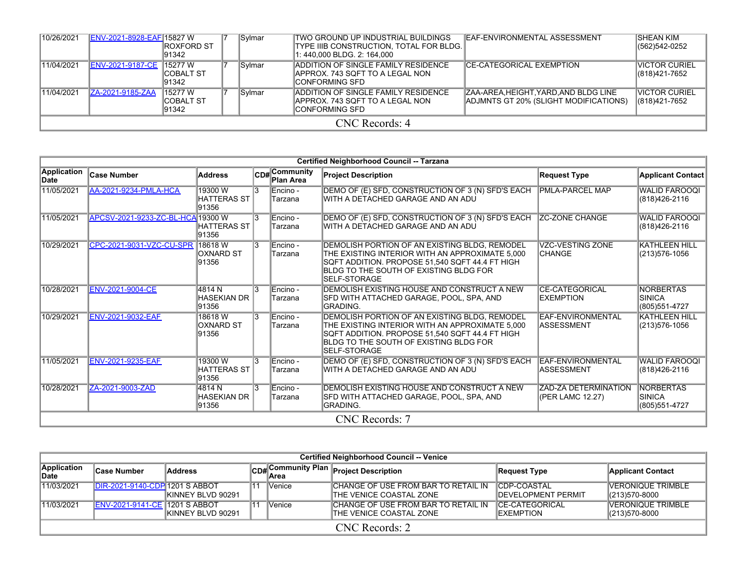| 10/26/2021 | ENV-2021-8928-EAF | 15827 W ROXFORD ST 91342 | 7 | Sylmar | TWO GROUND UP INDUSTRIAL BUILDINGS TYPE IIIB CONSTRUCTION, TOTAL FOR BLDG. 1: 440,000 BLDG. 2: 164,000 | EAF-ENVIRONMENTAL ASSESSMENT | SHEAN KIM (562)542-0252 |
|---|---|---|---|---|---|---|---|
| 11/04/2021 | ENV-2021-9187-CE | 15277 W COBALT ST 91342 | 7 | Sylmar | ADDITION OF SINGLE FAMILY RESIDENCE APPROX. 743 SQFT TO A LEGAL NON CONFORMING SFD | CE-CATEGORICAL EXEMPTION | VICTOR CURIEL (818)421-7652 |
| 11/04/2021 | ZA-2021-9185-ZAA | 15277 W COBALT ST 91342 | 7 | Sylmar | ADDITION OF SINGLE FAMILY RESIDENCE APPROX. 743 SQFT TO A LEGAL NON CONFORMING SFD | ZAA-AREA,HEIGHT,YARD,AND BLDG LINE ADJMNTS GT 20% (SLIGHT MODIFICATIONS) | VICTOR CURIEL (818)421-7652 |
| CNC Records: 4 | | | | | | | |

**Certified Neighborhood Council -- Tarzana**

| Application Date | Case Number | Address | CD# | Community Plan Area | Project Description | Request Type | Applicant Contact |
|---|---|---|---|---|---|---|---|
| 11/05/2021 | AA-2021-9234-PMLA-HCA | 19300 W HATTERAS ST 91356 | 3 | Encino - Tarzana | DEMO OF (E) SFD, CONSTRUCTION OF 3 (N) SFD'S EACH WITH A DETACHED GARAGE AND AN ADU | PMLA-PARCEL MAP | WALID FAROOQI (818)426-2116 |
| 11/05/2021 | APCSV-2021-9233-ZC-BL-HCA | 19300 W HATTERAS ST 91356 | 3 | Encino - Tarzana | DEMO OF (E) SFD, CONSTRUCTION OF 3 (N) SFD'S EACH WITH A DETACHED GARAGE AND AN ADU | ZC-ZONE CHANGE | WALID FAROOQI (818)426-2116 |
| 10/29/2021 | CPC-2021-9031-VZC-CU-SPR | 18618 W OXNARD ST 91356 | 3 | Encino - Tarzana | DEMOLISH PORTION OF AN EXISTING BLDG, REMODEL THE EXISTING INTERIOR WITH AN APPROXIMATE 5,000 SQFT ADDITION. PROPOSE 51,540 SQFT 44.4 FT HIGH BLDG TO THE SOUTH OF EXISTING BLDG FOR SELF-STORAGE | VZC-VESTING ZONE CHANGE | KATHLEEN HILL (213)576-1056 |
| 10/28/2021 | ENV-2021-9004-CE | 4814 N HASEKIAN DR 91356 | 3 | Encino - Tarzana | DEMOLISH EXISTING HOUSE AND CONSTRUCT A NEW SFD WITH ATTACHED GARAGE, POOL, SPA, AND GRADING. | CE-CATEGORICAL EXEMPTION | NORBERTAS SINICA (805)551-4727 |
| 10/29/2021 | ENV-2021-9032-EAF | 18618 W OXNARD ST 91356 | 3 | Encino - Tarzana | DEMOLISH PORTION OF AN EXISTING BLDG, REMODEL THE EXISTING INTERIOR WITH AN APPROXIMATE 5,000 SQFT ADDITION. PROPOSE 51,540 SQFT 44.4 FT HIGH BLDG TO THE SOUTH OF EXISTING BLDG FOR SELF-STORAGE | EAF-ENVIRONMENTAL ASSESSMENT | KATHLEEN HILL (213)576-1056 |
| 11/05/2021 | ENV-2021-9235-EAF | 19300 W HATTERAS ST 91356 | 3 | Encino - Tarzana | DEMO OF (E) SFD, CONSTRUCTION OF 3 (N) SFD'S EACH WITH A DETACHED GARAGE AND AN ADU | EAF-ENVIRONMENTAL ASSESSMENT | WALID FAROOQI (818)426-2116 |
| 10/28/2021 | ZA-2021-9003-ZAD | 4814 N HASEKIAN DR 91356 | 3 | Encino - Tarzana | DEMOLISH EXISTING HOUSE AND CONSTRUCT A NEW SFD WITH ATTACHED GARAGE, POOL, SPA, AND GRADING. | ZAD-ZA DETERMINATION (PER LAMC 12.27) | NORBERTAS SINICA (805)551-4727 |
| CNC Records: 7 | | | | | | | |

**Certified Neighborhood Council -- Venice**

| Application Date | Case Number | Address | CD# | Community Plan Area | Project Description | Request Type | Applicant Contact |
|---|---|---|---|---|---|---|---|
| 11/03/2021 | DIR-2021-9140-CDP | 1201 S ABBOT KINNEY BLVD 90291 | 11 | Venice | CHANGE OF USE FROM BAR TO RETAIL IN THE VENICE COASTAL ZONE | CDP-COASTAL DEVELOPMENT PERMIT | VERONIQUE TRIMBLE (213)570-8000 |
| 11/03/2021 | ENV-2021-9141-CE | 1201 S ABBOT KINNEY BLVD 90291 | 11 | Venice | CHANGE OF USE FROM BAR TO RETAIL IN THE VENICE COASTAL ZONE | CE-CATEGORICAL EXEMPTION | VERONIQUE TRIMBLE (213)570-8000 |
| CNC Records: 2 | | | | | | | |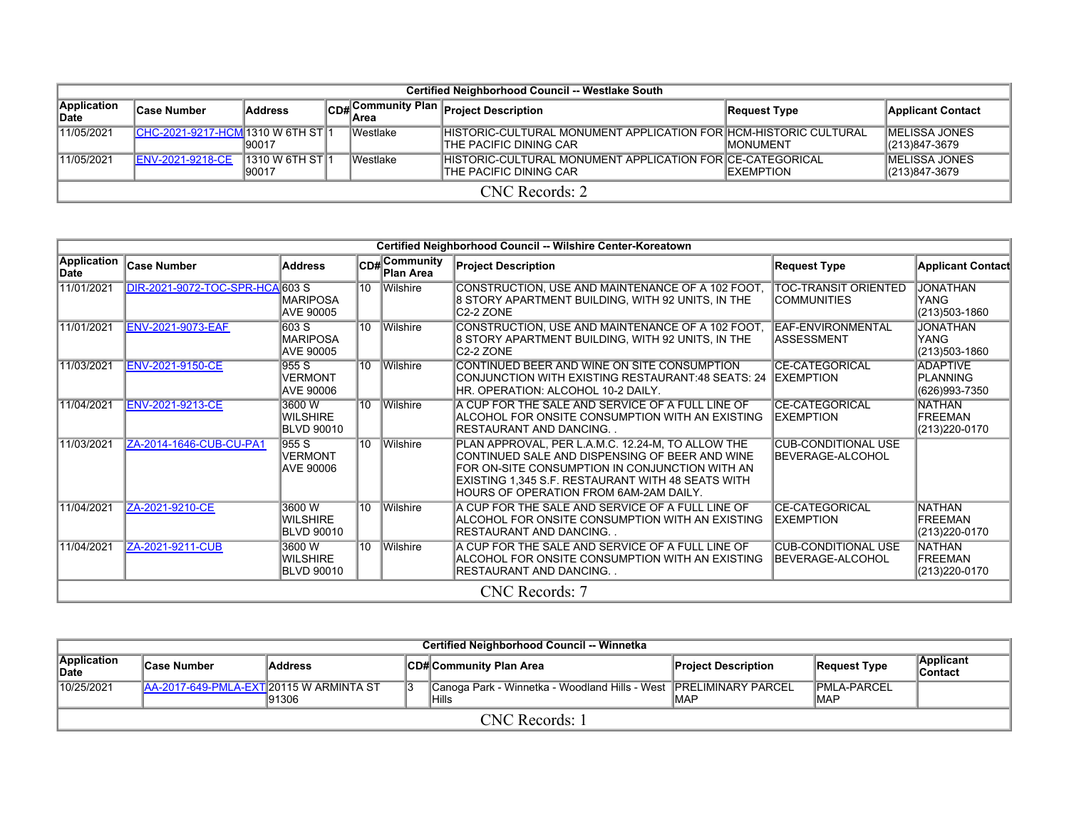| Certified Neighborhood Council -- Westlake South | | | | | | | |
|---|---|---|---|---|---|---|---|
| Application Date | Case Number | Address | CD# | Community Plan Area | Project Description | Request Type | Applicant Contact |
| 11/05/2021 | CHC-2021-9217-HCM | 1310 W 6TH ST 90017 | 1 | Westlake | HISTORIC-CULTURAL MONUMENT APPLICATION FOR THE PACIFIC DINING CAR | HCM-HISTORIC CULTURAL MONUMENT | MELISSA JONES (213)847-3679 |
| 11/05/2021 | ENV-2021-9218-CE | 1310 W 6TH ST 90017 | 1 | Westlake | HISTORIC-CULTURAL MONUMENT APPLICATION FOR THE PACIFIC DINING CAR | CE-CATEGORICAL EXEMPTION | MELISSA JONES (213)847-3679 |
| CNC Records: 2 | | | | | | | |

| Certified Neighborhood Council -- Wilshire Center-Koreatown | | | | | | | |
|---|---|---|---|---|---|---|---|
| Application Date | Case Number | Address | CD# | Community Plan Area | Project Description | Request Type | Applicant Contact |
| 11/01/2021 | DIR-2021-9072-TOC-SPR-HCA | 603 S MARIPOSA AVE 90005 | 10 | Wilshire | CONSTRUCTION, USE AND MAINTENANCE OF A 102 FOOT, 8 STORY APARTMENT BUILDING, WITH 92 UNITS, IN THE C2-2 ZONE | TOC-TRANSIT ORIENTED COMMUNITIES | JONATHAN YANG (213)503-1860 |
| 11/01/2021 | ENV-2021-9073-EAF | 603 S MARIPOSA AVE 90005 | 10 | Wilshire | CONSTRUCTION, USE AND MAINTENANCE OF A 102 FOOT, 8 STORY APARTMENT BUILDING, WITH 92 UNITS, IN THE C2-2 ZONE | EAF-ENVIRONMENTAL ASSESSMENT | JONATHAN YANG (213)503-1860 |
| 11/03/2021 | ENV-2021-9150-CE | 955 S VERMONT AVE 90006 | 10 | Wilshire | CONTINUED BEER AND WINE ON SITE CONSUMPTION CONJUNCTION WITH EXISTING RESTAURANT:48 SEATS: 24 HR. OPERATION: ALCOHOL 10-2 DAILY. | CE-CATEGORICAL EXEMPTION | ADAPTIVE PLANNING (626)993-7350 |
| 11/04/2021 | ENV-2021-9213-CE | 3600 W WILSHIRE BLVD 90010 | 10 | Wilshire | A CUP FOR THE SALE AND SERVICE OF A FULL LINE OF ALCOHOL FOR ONSITE CONSUMPTION WITH AN EXISTING RESTAURANT AND DANCING. . | CE-CATEGORICAL EXEMPTION | NATHAN FREEMAN (213)220-0170 |
| 11/03/2021 | ZA-2014-1646-CUB-CU-PA1 | 955 S VERMONT AVE 90006 | 10 | Wilshire | PLAN APPROVAL, PER L.A.M.C. 12.24-M, TO ALLOW THE CONTINUED SALE AND DISPENSING OF BEER AND WINE FOR ON-SITE CONSUMPTION IN CONJUNCTION WITH AN EXISTING 1,345 S.F. RESTAURANT WITH 48 SEATS WITH HOURS OF OPERATION FROM 6AM-2AM DAILY. | CUB-CONDITIONAL USE BEVERAGE-ALCOHOL | |
| 11/04/2021 | ZA-2021-9210-CE | 3600 W WILSHIRE BLVD 90010 | 10 | Wilshire | A CUP FOR THE SALE AND SERVICE OF A FULL LINE OF ALCOHOL FOR ONSITE CONSUMPTION WITH AN EXISTING RESTAURANT AND DANCING. . | CE-CATEGORICAL EXEMPTION | NATHAN FREEMAN (213)220-0170 |
| 11/04/2021 | ZA-2021-9211-CUB | 3600 W WILSHIRE BLVD 90010 | 10 | Wilshire | A CUP FOR THE SALE AND SERVICE OF A FULL LINE OF ALCOHOL FOR ONSITE CONSUMPTION WITH AN EXISTING RESTAURANT AND DANCING. . | CUB-CONDITIONAL USE BEVERAGE-ALCOHOL | NATHAN FREEMAN (213)220-0170 |
| CNC Records: 7 | | | | | | | |

| Certified Neighborhood Council -- Winnetka | | | | | | | |
|---|---|---|---|---|---|---|---|
| Application Date | Case Number | Address | CD# | Community Plan Area | Project Description | Request Type | Applicant Contact |
| 10/25/2021 | AA-2017-649-PMLA-EXT | 20115 W ARMINTA ST 91306 | 3 | Canoga Park - Winnetka - Woodland Hills - West Hills | PRELIMINARY PARCEL MAP | PMLA-PARCEL MAP | |
| CNC Records: 1 | | | | | | | |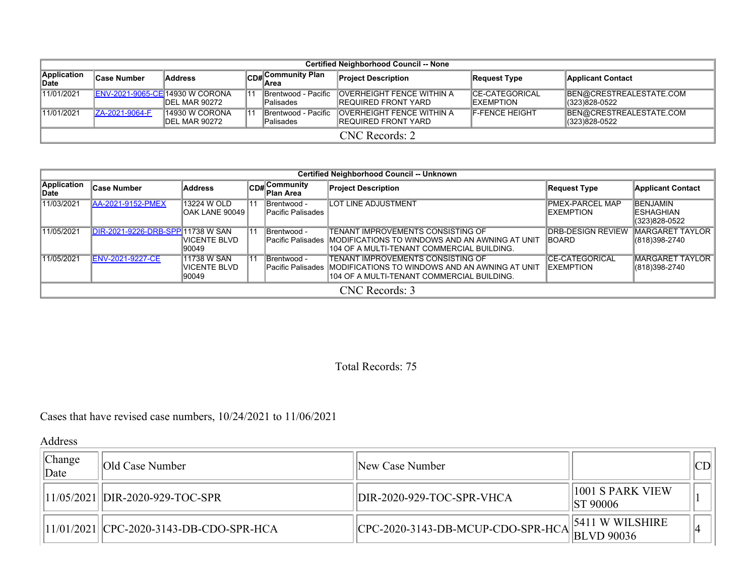| Certified Neighborhood Council -- None | | | | | | | |
|---|---|---|---|---|---|---|---|
| Application Date | Case Number | Address | CD# | Community Plan Area | Project Description | Request Type | Applicant Contact |
| 11/01/2021 | ENV-2021-9065-CE | 14930 W CORONA DEL MAR 90272 | 11 | Brentwood - Pacific Palisades | OVERHEIGHT FENCE WITHIN A REQUIRED FRONT YARD | CE-CATEGORICAL EXEMPTION | BEN@CRESTREALESTATE.COM (323)828-0522 |
| 11/01/2021 | ZA-2021-9064-F | 14930 W CORONA DEL MAR 90272 | 11 | Brentwood - Pacific Palisades | OVERHEIGHT FENCE WITHIN A REQUIRED FRONT YARD | F-FENCE HEIGHT | BEN@CRESTREALESTATE.COM (323)828-0522 |
| CNC Records: 2 | | | | | | | |

| Certified Neighborhood Council -- Unknown | | | | | | | |
|---|---|---|---|---|---|---|---|
| Application Date | Case Number | Address | CD# | Community Plan Area | Project Description | Request Type | Applicant Contact |
| 11/03/2021 | AA-2021-9152-PMEX | 13224 W OLD OAK LANE 90049 | 11 | Brentwood - Pacific Palisades | LOT LINE ADJUSTMENT | PMEX-PARCEL MAP EXEMPTION | BENJAMIN ESHAGHIAN (323)828-0522 |
| 11/05/2021 | DIR-2021-9226-DRB-SPP | 11738 W SAN VICENTE BLVD 90049 | 11 | Brentwood - Pacific Palisades | TENANT IMPROVEMENTS CONSISTING OF MODIFICATIONS TO WINDOWS AND AN AWNING AT UNIT 104 OF A MULTI-TENANT COMMERCIAL BUILDING. | DRB-DESIGN REVIEW BOARD | MARGARET TAYLOR (818)398-2740 |
| 11/05/2021 | ENV-2021-9227-CE | 11738 W SAN VICENTE BLVD 90049 | 11 | Brentwood - Pacific Palisades | TENANT IMPROVEMENTS CONSISTING OF MODIFICATIONS TO WINDOWS AND AN AWNING AT UNIT 104 OF A MULTI-TENANT COMMERCIAL BUILDING. | CE-CATEGORICAL EXEMPTION | MARGARET TAYLOR (818)398-2740 |
| CNC Records: 3 | | | | | | | |

Total Records: 75

Cases that have revised case numbers, 10/24/2021 to 11/06/2021

Address

| Change Date | Old Case Number | New Case Number | | CD |
|---|---|---|---|---|
| 11/05/2021 | DIR-2020-929-TOC-SPR | DIR-2020-929-TOC-SPR-VHCA | 1001 S PARK VIEW ST 90006 | 1 |
| 11/01/2021 | CPC-2020-3143-DB-CDO-SPR-HCA | CPC-2020-3143-DB-MCUP-CDO-SPR-HCA | 5411 W WILSHIRE BLVD 90036 | 4 |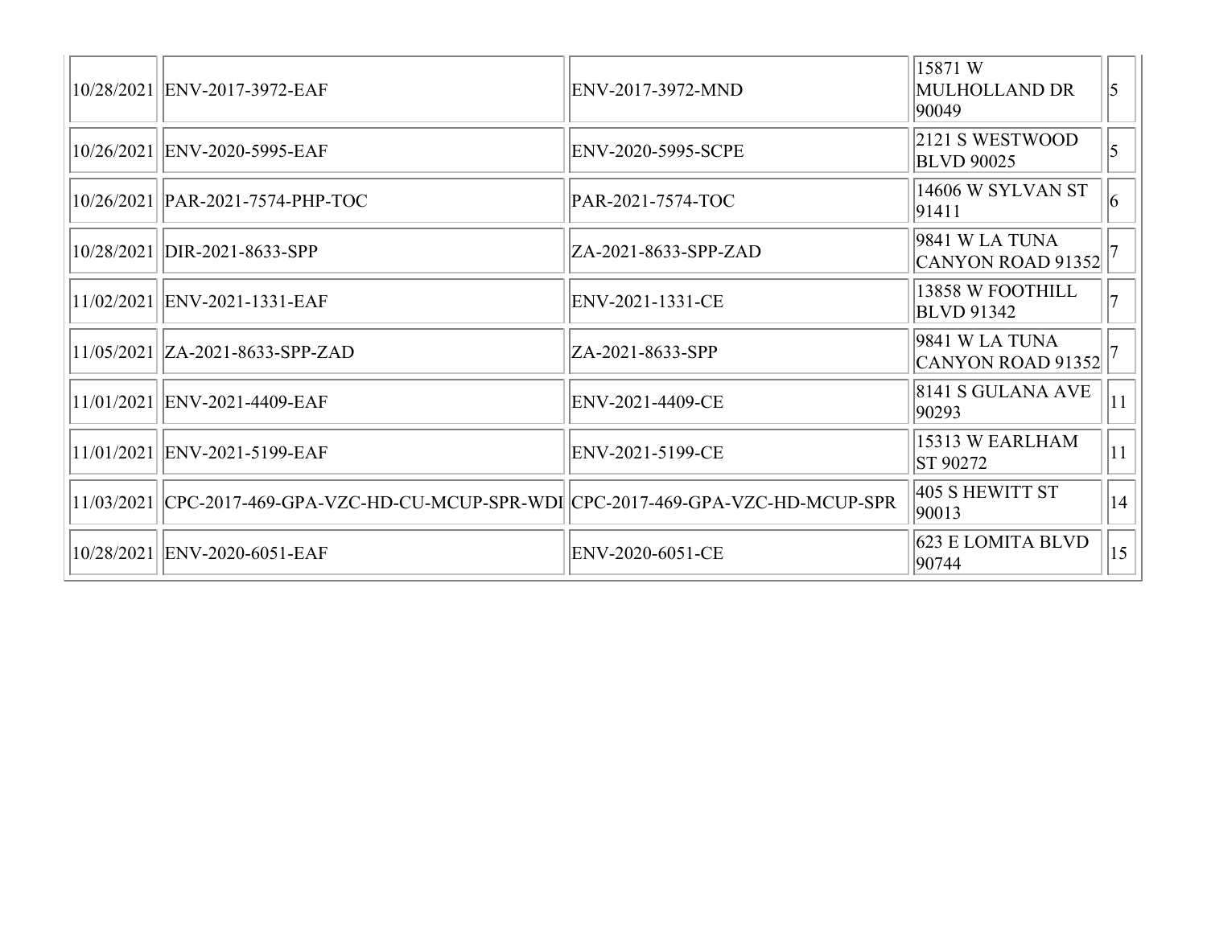| | | | | |
|---|---|---|---|---|
| 10/28/2021 | ENV-2017-3972-EAF | ENV-2017-3972-MND | 15871 W MULHOLLAND DR 90049 | 5 |
| 10/26/2021 | ENV-2020-5995-EAF | ENV-2020-5995-SCPE | 2121 S WESTWOOD BLVD 90025 | 5 |
| 10/26/2021 | PAR-2021-7574-PHP-TOC | PAR-2021-7574-TOC | 14606 W SYLVAN ST 91411 | 6 |
| 10/28/2021 | DIR-2021-8633-SPP | ZA-2021-8633-SPP-ZAD | 9841 W LA TUNA CANYON ROAD 91352 | 7 |
| 11/02/2021 | ENV-2021-1331-EAF | ENV-2021-1331-CE | 13858 W FOOTHILL BLVD 91342 | 7 |
| 11/05/2021 | ZA-2021-8633-SPP-ZAD | ZA-2021-8633-SPP | 9841 W LA TUNA CANYON ROAD 91352 | 7 |
| 11/01/2021 | ENV-2021-4409-EAF | ENV-2021-4409-CE | 8141 S GULANA AVE 90293 | 11 |
| 11/01/2021 | ENV-2021-5199-EAF | ENV-2021-5199-CE | 15313 W EARLHAM ST 90272 | 11 |
| 11/03/2021 | CPC-2017-469-GPA-VZC-HD-CU-MCUP-SPR-WDI | CPC-2017-469-GPA-VZC-HD-MCUP-SPR | 405 S HEWITT ST 90013 | 14 |
| 10/28/2021 | ENV-2020-6051-EAF | ENV-2020-6051-CE | 623 E LOMITA BLVD 90744 | 15 |